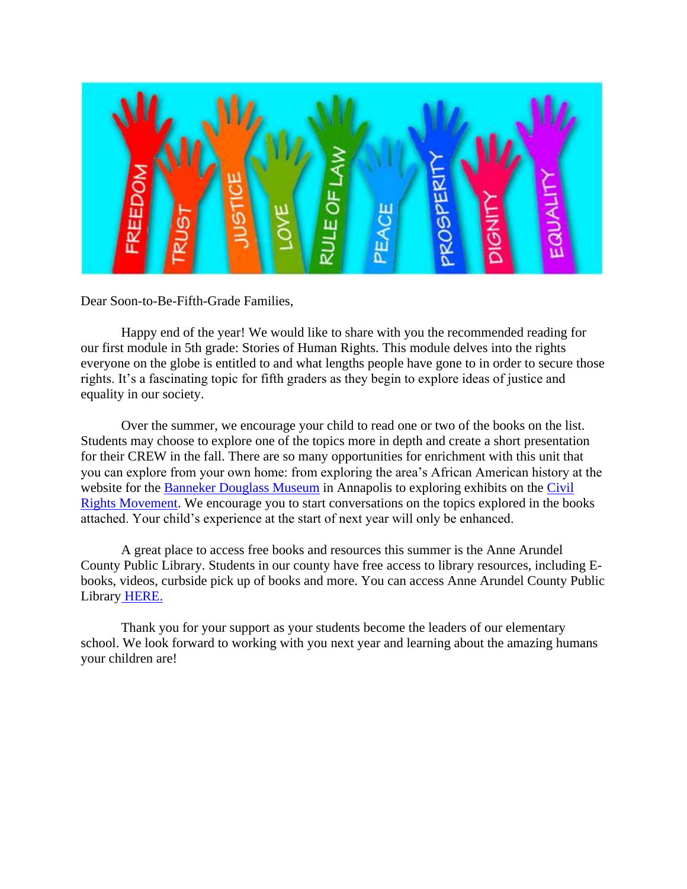Dear Soon-to-Be-Fifth-Grade Families,

Happy end of the year! We would like to share with you the recommended reading for our first module in 5th grade: Stories of Human Rights. This module delves into the rights everyone on the globe is entitled to and what lengths people have gone to in order to secure those rights. It's a fascinating topic for fifth graders as they begin to explore ideas of justice and equality in our society.

Over the summer, we encourage your child to read one or two of the books on the list. Students may choose to explore one of the topics more in depth and create a short presentation for their CREW in the fall. There are so many opportunities for enrichment with this unit that you can explore from your own home: from exploring the area's African American history at the website for the Banneker Douglass Museum in Annapolis to exploring exhibits on the Civil Rights Movement. We encourage you to start conversations on the topics explored in the books attached. Your child's experience at the start of next year will only be enhanced.

A great place to access free books and resources this summer is the Anne Arundel County Public Library. Students in our county have free access to library resources, including E-books, videos, curbside pick up of books and more. You can access Anne Arundel County Public Library HERE.

Thank you for your support as your students become the leaders of our elementary school. We look forward to working with you next year and learning about the amazing humans your children are!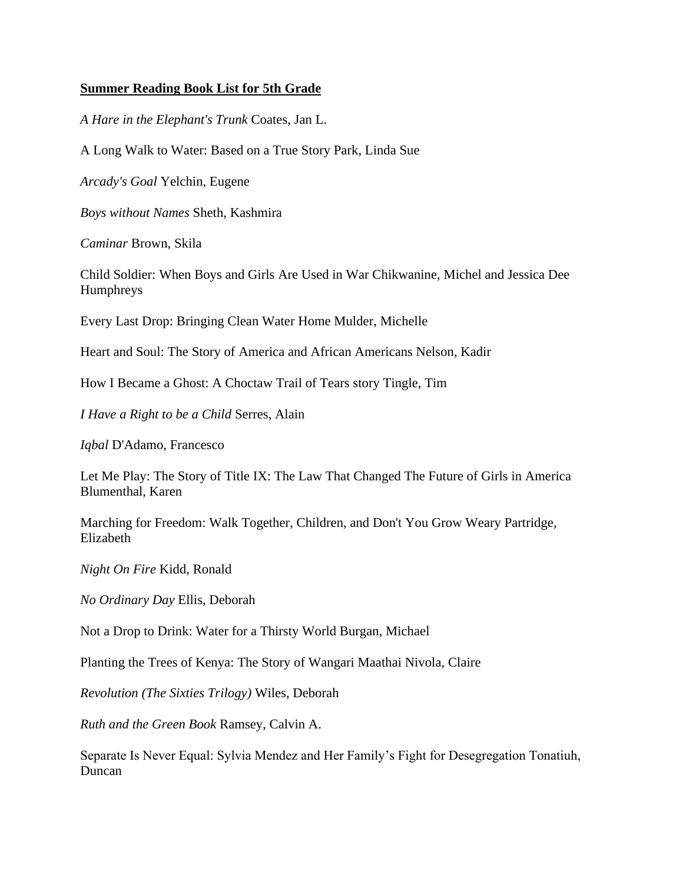**Summer Reading Book List for 5th Grade**

*A Hare in the Elephant's Trunk* Coates, Jan L.

A Long Walk to Water: Based on a True Story Park, Linda Sue

*Arcady's Goal* Yelchin, Eugene

*Boys without Names* Sheth, Kashmira

*Caminar* Brown, Skila

Child Soldier: When Boys and Girls Are Used in War Chikwanine, Michel and Jessica Dee Humphreys

Every Last Drop: Bringing Clean Water Home Mulder, Michelle

Heart and Soul: The Story of America and African Americans Nelson, Kadir

How I Became a Ghost: A Choctaw Trail of Tears story Tingle, Tim

*I Have a Right to be a Child* Serres, Alain

*Iqbal* D'Adamo, Francesco

Let Me Play: The Story of Title IX: The Law That Changed The Future of Girls in America Blumenthal, Karen

Marching for Freedom: Walk Together, Children, and Don't You Grow Weary Partridge, Elizabeth

*Night On Fire* Kidd, Ronald

*No Ordinary Day* Ellis, Deborah

Not a Drop to Drink: Water for a Thirsty World Burgan, Michael

Planting the Trees of Kenya: The Story of Wangari Maathai Nivola, Claire

*Revolution (The Sixties Trilogy)* Wiles, Deborah

*Ruth and the Green Book* Ramsey, Calvin A.

Separate Is Never Equal: Sylvia Mendez and Her Family's Fight for Desegregation Tonatiuh, Duncan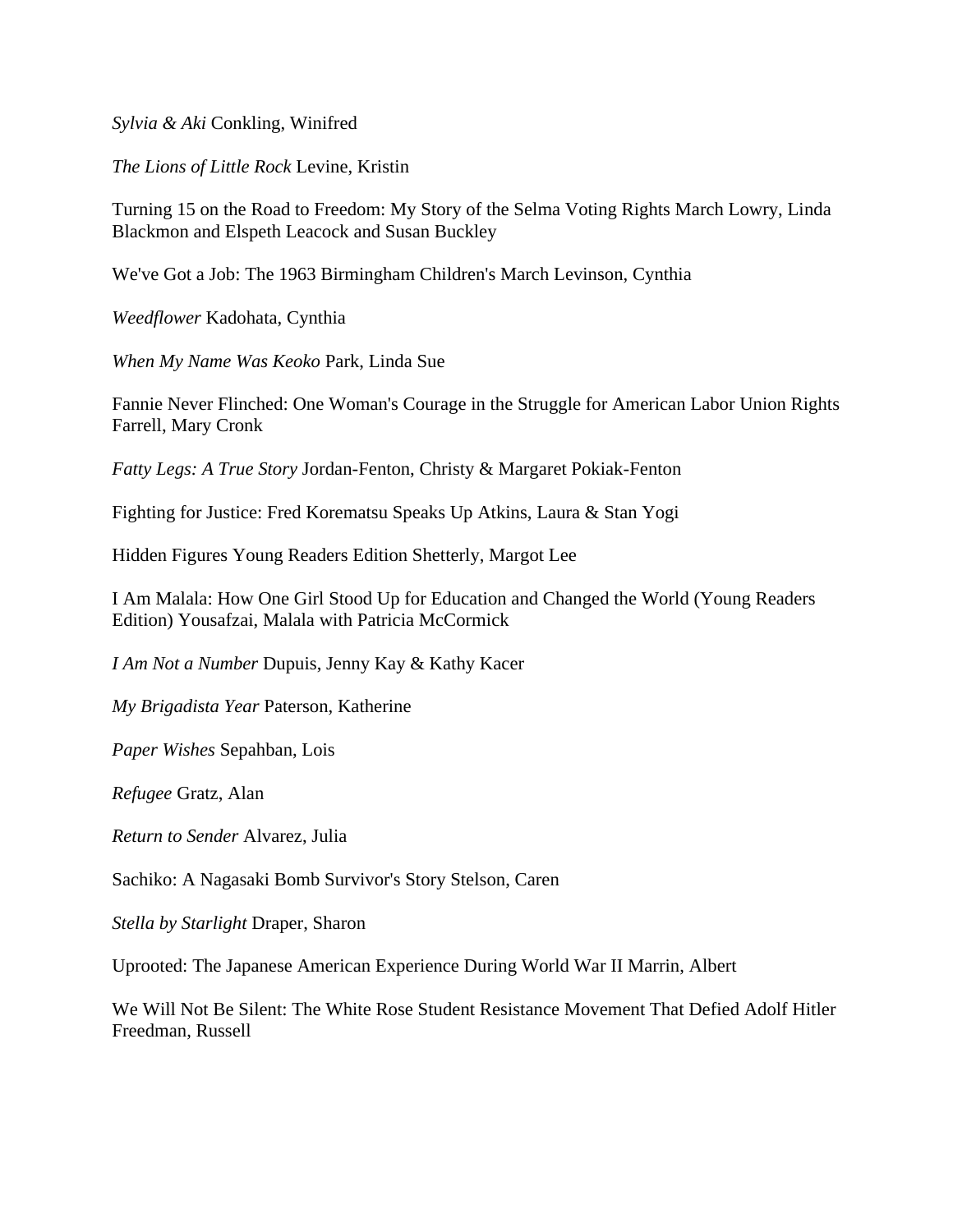*Sylvia & Aki* Conkling, Winifred

*The Lions of Little Rock* Levine, Kristin

Turning 15 on the Road to Freedom: My Story of the Selma Voting Rights March Lowry, Linda Blackmon and Elspeth Leacock and Susan Buckley

We've Got a Job: The 1963 Birmingham Children's March Levinson, Cynthia

*Weedflower* Kadohata, Cynthia

*When My Name Was Keoko* Park, Linda Sue

Fannie Never Flinched: One Woman's Courage in the Struggle for American Labor Union Rights Farrell, Mary Cronk

*Fatty Legs: A True Story* Jordan-Fenton, Christy & Margaret Pokiak-Fenton

Fighting for Justice: Fred Korematsu Speaks Up Atkins, Laura & Stan Yogi

Hidden Figures Young Readers Edition Shetterly, Margot Lee

I Am Malala: How One Girl Stood Up for Education and Changed the World (Young Readers Edition) Yousafzai, Malala with Patricia McCormick

*I Am Not a Number* Dupuis, Jenny Kay & Kathy Kacer

*My Brigadista Year* Paterson, Katherine

*Paper Wishes* Sepahban, Lois

*Refugee* Gratz, Alan

*Return to Sender* Alvarez, Julia

Sachiko: A Nagasaki Bomb Survivor's Story Stelson, Caren

*Stella by Starlight* Draper, Sharon

Uprooted: The Japanese American Experience During World War II Marrin, Albert

We Will Not Be Silent: The White Rose Student Resistance Movement That Defied Adolf Hitler Freedman, Russell